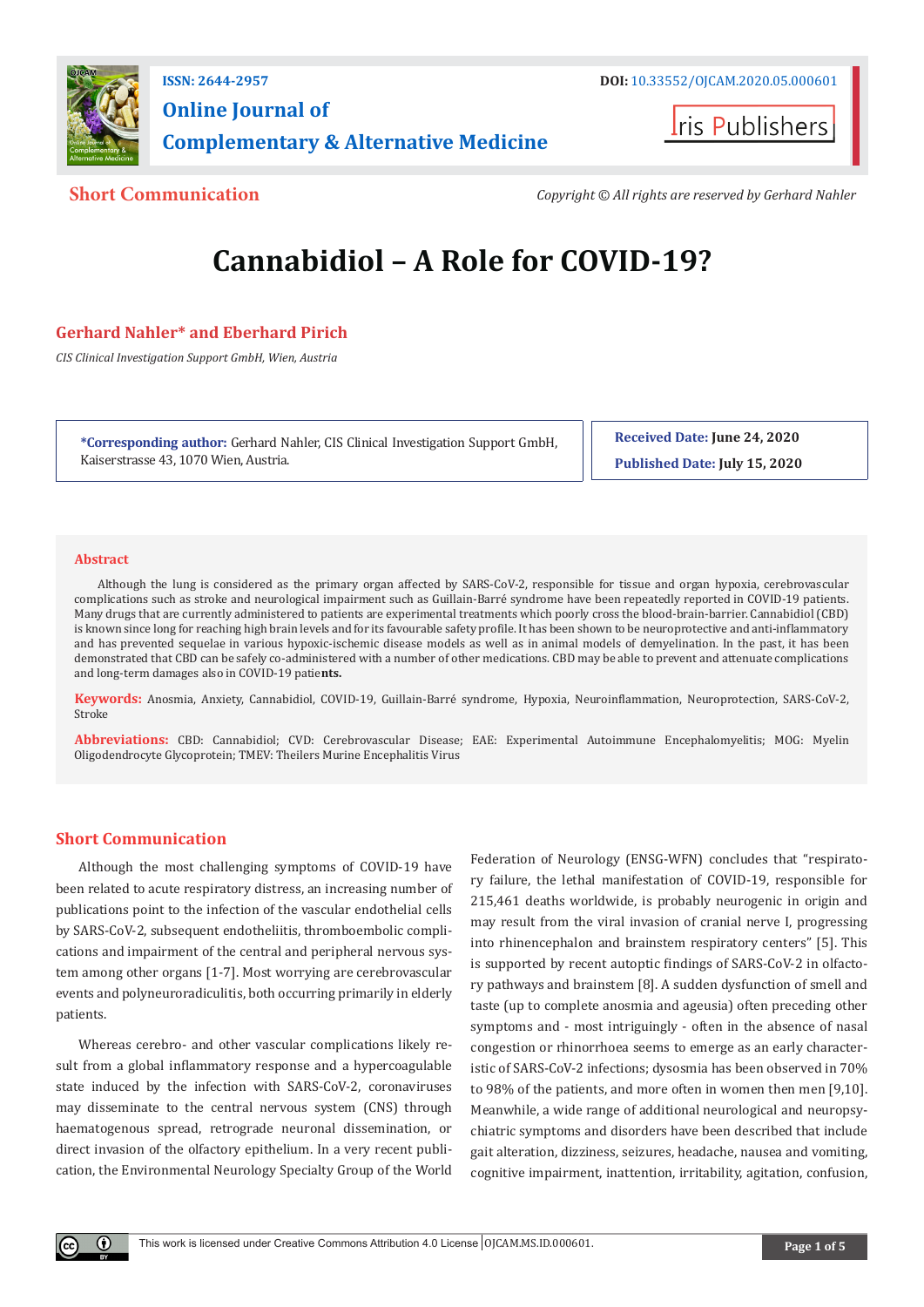ISSN: 2644-2957 DOI: 10.33552/OJCAM.2020.05.000601

**Online Journal of Complementary & Alternative Medicine**

Iris Publishers

**Short Communication**

*Copyright © All rights are reserved by Gerhard Nahler*

# Cannabidiol – A Role for COVID-19?

**Gerhard Nahler\* and Eberhard Pirich**

*CIS Clinical Investigation Support GmbH, Wien, Austria*

**\*Corresponding author:** Gerhard Nahler, CIS Clinical Investigation Support GmbH, Kaiserstrasse 43, 1070 Wien, Austria.

**Received Date: June 24, 2020**

**Published Date: July 15, 2020**

## Abstract

Although the lung is considered as the primary organ affected by SARS-CoV-2, responsible for tissue and organ hypoxia, cerebrovascular complications such as stroke and neurological impairment such as Guillain-Barré syndrome have been repeatedly reported in COVID-19 patients. Many drugs that are currently administered to patients are experimental treatments which poorly cross the blood-brain-barrier. Cannabidiol (CBD) is known since long for reaching high brain levels and for its favourable safety profile. It has been shown to be neuroprotective and anti-inflammatory and has prevented sequelae in various hypoxic-ischemic disease models as well as in animal models of demyelination. In the past, it has been demonstrated that CBD can be safely co-administered with a number of other medications. CBD may be able to prevent and attenuate complications and long-term damages also in COVID-19 patients.

**Keywords:** Anosmia, Anxiety, Cannabidiol, COVID-19, Guillain-Barré syndrome, Hypoxia, Neuroinflammation, Neuroprotection, SARS-CoV-2, Stroke

**Abbreviations:** CBD: Cannabidiol; CVD: Cerebrovascular Disease; EAE: Experimental Autoimmune Encephalomyelitis; MOG: Myelin Oligodendrocyte Glycoprotein; TMEV: Theilers Murine Encephalitis Virus

## Short Communication

Although the most challenging symptoms of COVID-19 have been related to acute respiratory distress, an increasing number of publications point to the infection of the vascular endothelial cells by SARS-CoV-2, subsequent endotheliitis, thromboembolic complications and impairment of the central and peripheral nervous system among other organs [1-7]. Most worrying are cerebrovascular events and polyneuroradiculitis, both occurring primarily in elderly patients.

Whereas cerebro- and other vascular complications likely result from a global inflammatory response and a hypercoagulable state induced by the infection with SARS-CoV-2, coronaviruses may disseminate to the central nervous system (CNS) through haematogenous spread, retrograde neuronal dissemination, or direct invasion of the olfactory epithelium. In a very recent publication, the Environmental Neurology Specialty Group of the World Federation of Neurology (ENSG-WFN) concludes that “respiratory failure, the lethal manifestation of COVID-19, responsible for 215,461 deaths worldwide, is probably neurogenic in origin and may result from the viral invasion of cranial nerve I, progressing into rhinencephalon and brainstem respiratory centers” [5]. This is supported by recent autoptic findings of SARS-CoV-2 in olfactory pathways and brainstem [8]. A sudden dysfunction of smell and taste (up to complete anosmia and ageusia) often preceding other symptoms and - most intriguingly - often in the absence of nasal congestion or rhinorrhoea seems to emerge as an early characteristic of SARS-CoV-2 infections; dysosmia has been observed in 70% to 98% of the patients, and more often in women then men [9,10]. Meanwhile, a wide range of additional neurological and neuropsychiatric symptoms and disorders have been described that include gait alteration, dizziness, seizures, headache, nausea and vomiting, cognitive impairment, inattention, irritability, agitation, confusion,

This work is licensed under Creative Commons Attribution 4.0 License OJCAM.MS.ID.000601.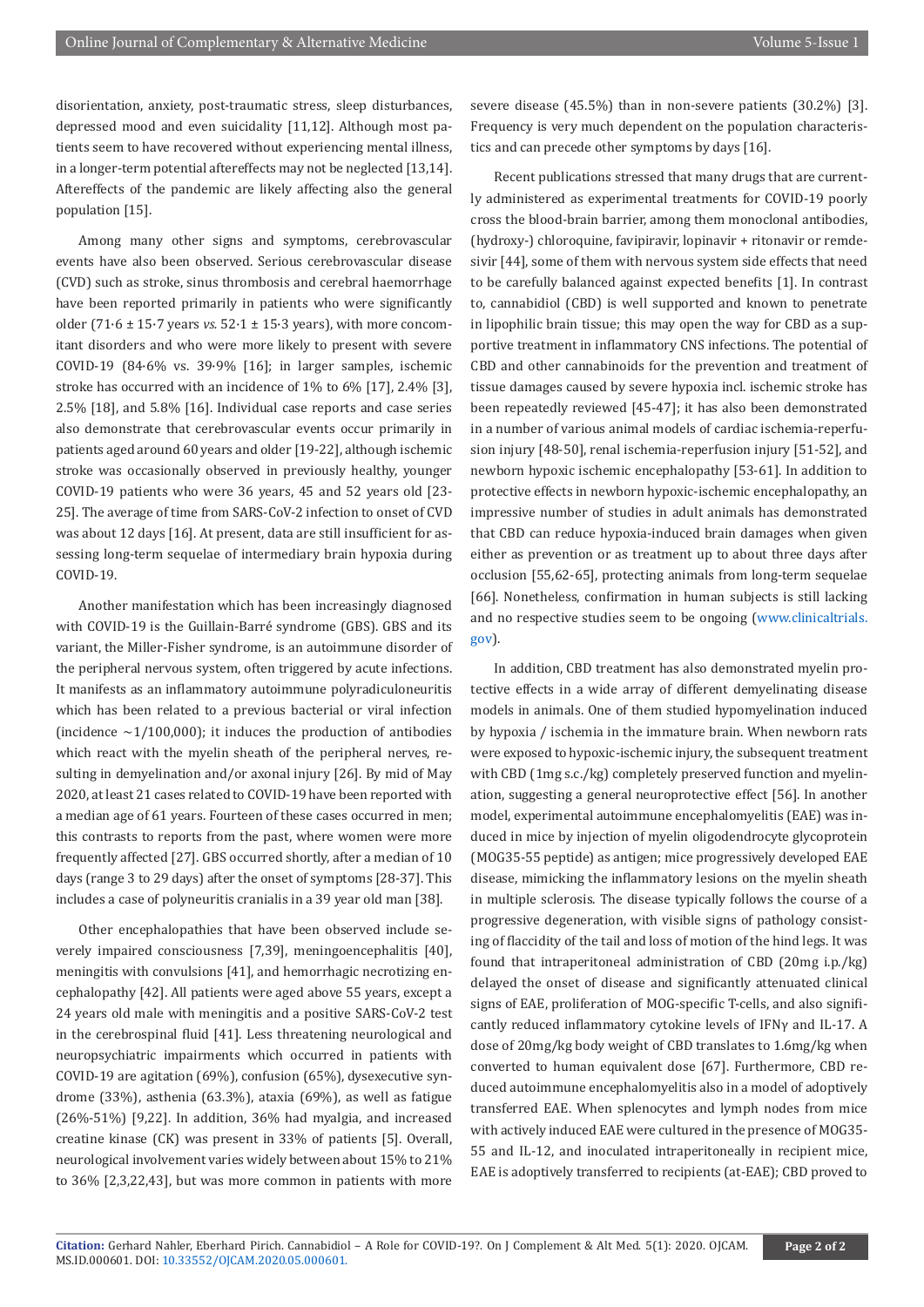disorientation, anxiety, post-traumatic stress, sleep disturbances, depressed mood and even suicidality [11,12]. Although most patients seem to have recovered without experiencing mental illness, in a longer-term potential aftereffects may not be neglected [13,14]. Aftereffects of the pandemic are likely affecting also the general population [15].

Among many other signs and symptoms, cerebrovascular events have also been observed. Serious cerebrovascular disease (CVD) such as stroke, sinus thrombosis and cerebral haemorrhage have been reported primarily in patients who were significantly older (71·6 ± 15·7 years *vs.* 52·1 ± 15·3 years), with more concomitant disorders and who were more likely to present with severe COVID-19 (84·6% vs. 39·9% [16]; in larger samples, ischemic stroke has occurred with an incidence of 1% to 6% [17], 2.4% [3], 2.5% [18], and 5.8% [16]. Individual case reports and case series also demonstrate that cerebrovascular events occur primarily in patients aged around 60 years and older [19-22], although ischemic stroke was occasionally observed in previously healthy, younger COVID-19 patients who were 36 years, 45 and 52 years old [23-25]. The average of time from SARS-CoV-2 infection to onset of CVD was about 12 days [16]. At present, data are still insufficient for assessing long-term sequelae of intermediary brain hypoxia during COVID-19.

Another manifestation which has been increasingly diagnosed with COVID-19 is the Guillain-Barré syndrome (GBS). GBS and its variant, the Miller-Fisher syndrome, is an autoimmune disorder of the peripheral nervous system, often triggered by acute infections. It manifests as an inflammatory autoimmune polyradiculoneuritis which has been related to a previous bacterial or viral infection (incidence ~1/100,000); it induces the production of antibodies which react with the myelin sheath of the peripheral nerves, resulting in demyelination and/or axonal injury [26]. By mid of May 2020, at least 21 cases related to COVID-19 have been reported with a median age of 61 years. Fourteen of these cases occurred in men; this contrasts to reports from the past, where women were more frequently affected [27]. GBS occurred shortly, after a median of 10 days (range 3 to 29 days) after the onset of symptoms [28-37]. This includes a case of polyneuritis cranialis in a 39 year old man [38].

Other encephalopathies that have been observed include severely impaired consciousness [7,39], meningoencephalitis [40], meningitis with convulsions [41], and hemorrhagic necrotizing encephalopathy [42]. All patients were aged above 55 years, except a 24 years old male with meningitis and a positive SARS-CoV-2 test in the cerebrospinal fluid [41]. Less threatening neurological and neuropsychiatric impairments which occurred in patients with COVID-19 are agitation (69%), confusion (65%), dysexecutive syndrome (33%), asthenia (63.3%), ataxia (69%), as well as fatigue (26%-51%) [9,22]. In addition, 36% had myalgia, and increased creatine kinase (CK) was present in 33% of patients [5]. Overall, neurological involvement varies widely between about 15% to 21% to 36% [2,3,22,43], but was more common in patients with more severe disease (45.5%) than in non-severe patients (30.2%) [3]. Frequency is very much dependent on the population characteristics and can precede other symptoms by days [16].

Recent publications stressed that many drugs that are currently administered as experimental treatments for COVID-19 poorly cross the blood-brain barrier, among them monoclonal antibodies, (hydroxy-) chloroquine, favipiravir, lopinavir + ritonavir or remdesivir [44], some of them with nervous system side effects that need to be carefully balanced against expected benefits [1]. In contrast to, cannabidiol (CBD) is well supported and known to penetrate in lipophilic brain tissue; this may open the way for CBD as a supportive treatment in inflammatory CNS infections. The potential of CBD and other cannabinoids for the prevention and treatment of tissue damages caused by severe hypoxia incl. ischemic stroke has been repeatedly reviewed [45-47]; it has also been demonstrated in a number of various animal models of cardiac ischemia-reperfusion injury [48-50], renal ischemia-reperfusion injury [51-52], and newborn hypoxic ischemic encephalopathy [53-61]. In addition to protective effects in newborn hypoxic-ischemic encephalopathy, an impressive number of studies in adult animals has demonstrated that CBD can reduce hypoxia-induced brain damages when given either as prevention or as treatment up to about three days after occlusion [55,62-65], protecting animals from long-term sequelae [66]. Nonetheless, confirmation in human subjects is still lacking and no respective studies seem to be ongoing (www.clinicaltrials.gov).

In addition, CBD treatment has also demonstrated myelin protective effects in a wide array of different demyelinating disease models in animals. One of them studied hypomyelination induced by hypoxia / ischemia in the immature brain. When newborn rats were exposed to hypoxic-ischemic injury, the subsequent treatment with CBD (1mg s.c./kg) completely preserved function and myelination, suggesting a general neuroprotective effect [56]. In another model, experimental autoimmune encephalomyelitis (EAE) was induced in mice by injection of myelin oligodendrocyte glycoprotein (MOG35-55 peptide) as antigen; mice progressively developed EAE disease, mimicking the inflammatory lesions on the myelin sheath in multiple sclerosis. The disease typically follows the course of a progressive degeneration, with visible signs of pathology consisting of flaccidity of the tail and loss of motion of the hind legs. It was found that intraperitoneal administration of CBD (20mg i.p./kg) delayed the onset of disease and significantly attenuated clinical signs of EAE, proliferation of MOG-specific T-cells, and also significantly reduced inflammatory cytokine levels of IFNγ and IL-17. A dose of 20mg/kg body weight of CBD translates to 1.6mg/kg when converted to human equivalent dose [67]. Furthermore, CBD reduced autoimmune encephalomyelitis also in a model of adoptively transferred EAE. When splenocytes and lymph nodes from mice with actively induced EAE were cultured in the presence of MOG35-55 and IL-12, and inoculated intraperitoneally in recipient mice, EAE is adoptively transferred to recipients (at-EAE); CBD proved to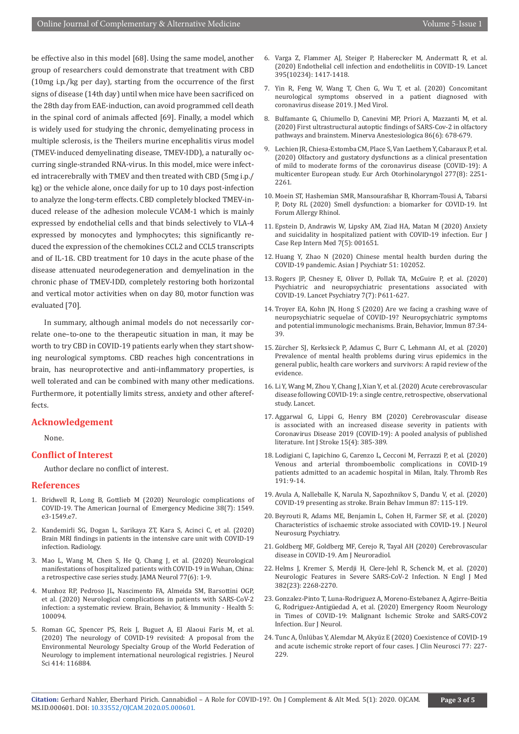be effective also in this model [68]. Using the same model, another group of researchers could demonstrate that treatment with CBD (10mg i.p./kg per day), starting from the occurrence of the first signs of disease (14th day) until when mice have been sacrificed on the 28th day from EAE-induction, can avoid programmed cell death in the spinal cord of animals affected [69]. Finally, a model which is widely used for studying the chronic, demyelinating process in multiple sclerosis, is the Theilers murine encephalitis virus model (TMEV-induced demyelinating disease, TMEV-IDD), a naturally occurring single-stranded RNA-virus. In this model, mice were infected intracerebrally with TMEV and then treated with CBD (5mg i.p./kg) or the vehicle alone, once daily for up to 10 days post-infection to analyze the long-term effects. CBD completely blocked TMEV-induced release of the adhesion molecule VCAM-1 which is mainly expressed by endothelial cells and that binds selectively to VLA-4 expressed by monocytes and lymphocytes; this significantly reduced the expression of the chemokines CCL2 and CCL5 transcripts and of IL-1ß. CBD treatment for 10 days in the acute phase of the disease attenuated neurodegeneration and demyelination in the chronic phase of TMEV-IDD, completely restoring both horizontal and vertical motor activities when on day 80, motor function was evaluated [70].

In summary, although animal models do not necessarily correlate one–to-one to the therapeutic situation in man, it may be worth to try CBD in COVID-19 patients early when they start showing neurological symptoms. CBD reaches high concentrations in brain, has neuroprotective and anti-inflammatory properties, is well tolerated and can be combined with many other medications. Furthermore, it potentially limits stress, anxiety and other aftereffects.

## Acknowledgement

None.

## Conflict of Interest

Author declare no conflict of interest.

## References

1. Bridwell R, Long B, Gottlieb M (2020) Neurologic complications of COVID-19. The American Journal of Emergency Medicine 38(7): 1549.e3-1549.e7.
2. Kandemirli SG, Dogan L, Sarikaya ZT, Kara S, Acinci C, et al. (2020) Brain MRI findings in patients in the intensive care unit with COVID-19 infection. Radiology.
3. Mao L, Wang M, Chen S, He Q, Chang J, et al. (2020) Neurological manifestations of hospitalized patients with COVID-19 in Wuhan, China: a retrospective case series study. JAMA Neurol 77(6): 1-9.
4. Munhoz RP, Pedroso JL, Nascimento FA, Almeida SM, Barsottini OGP, et al. (2020) Neurological complications in patients with SARS-CoV-2 infection: a systematic review. Brain, Behavior, & Immunity - Health 5: 100094.
5. Roman GC, Spencer PS, Reis J, Buguet A, El Alaoui Faris M, et al. (2020) The neurology of COVID-19 revisited: A proposal from the Environmental Neurology Specialty Group of the World Federation of Neurology to implement international neurological registries. J Neurol Sci 414: 116884.
6. Varga Z, Flammer AJ, Steiger P, Haberecker M, Andermatt R, et al. (2020) Endothelial cell infection and endotheliitis in COVID-19. Lancet 395(10234): 1417-1418.
7. Yin R, Feng W, Wang T, Chen G, Wu T, et al. (2020) Concomitant neurological symptoms observed in a patient diagnosed with coronavirus disease 2019. J Med Virol.
8. Bulfamante G, Chiumello D, Canevini MP, Priori A, Mazzanti M, et al. (2020) First ultrastructural autoptic findings of SARS-Cov-2 in olfactory pathways and brainstem. Minerva Anestesiologica 86(6): 678-679.
9. Lechien JR, Chiesa-Estomba CM, Place S, Van Laethem Y, Cabaraux P, et al. (2020) Olfactory and gustatory dysfunctions as a clinical presentation of mild to moderate forms of the coronavirus disease (COVID-19): A multicenter European study. Eur Arch Otorhinolaryngol 277(8): 2251-2261.
10. Moein ST, Hashemian SMR, Mansourafshar B, Khorram-Tousi A, Tabarsi P, Doty RL (2020) Smell dysfunction: a biomarker for COVID-19. Int Forum Allergy Rhinol.
11. Epstein D, Andrawis W, Lipsky AM, Ziad HA, Matan M (2020) Anxiety and suicidality in hospitalized patient with COVID-19 infection. Eur J Case Rep Intern Med 7(5): 001651.
12. Huang Y, Zhao N (2020) Chinese mental health burden during the COVID-19 pandemic. Asian J Psychiatr 51: 102052.
13. Rogers JP, Chesney E, Oliver D, Pollak TA, McGuire P, et al. (2020) Psychiatric and neuropsychiatric presentations associated with COVID-19. Lancet Psychiatry 7(7): P611-627.
14. Troyer EA, Kohn JN, Hong S (2020) Are we facing a crashing wave of neuropsychiatric sequelae of COVID-19? Neuropsychiatric symptoms and potential immunologic mechanisms. Brain, Behavior, Immun 87:34-39.
15. Zürcher SJ, Kerksieck P, Adamus C, Burr C, Lehmann AI, et al. (2020) Prevalence of mental health problems during virus epidemics in the general public, health care workers and survivors: A rapid review of the evidence.
16. Li Y, Wang M, Zhou Y, Chang J, Xian Y, et al. (2020) Acute cerebrovascular disease following COVID-19: a single centre, retrospective, observational study. Lancet.
17. Aggarwal G, Lippi G, Henry BM (2020) Cerebrovascular disease is associated with an increased disease severity in patients with Coronavirus Disease 2019 (COVID-19): A pooled analysis of published literature. Int J Stroke 15(4): 385-389.
18. Lodigiani C, Iapichino G, Carenzo L, Cecconi M, Ferrazzi P, et al. (2020) Venous and arterial thromboembolic complications in COVID-19 patients admitted to an academic hospital in Milan, Italy. Thromb Res 191: 9-14.
19. Avula A, Nalleballe K, Narula N, Sapozhnikov S, Dandu V, et al. (2020) COVID-19 presenting as stroke. Brain Behav Immun 87: 115-119.
20. Beyrouti R, Adams ME, Benjamin L, Cohen H, Farmer SF, et al. (2020) Characteristics of ischaemic stroke associated with COVID-19. J Neurol Neurosurg Psychiatry.
21. Goldberg MF, Goldberg MF, Cerejo R, Tayal AH (2020) Cerebrovascular disease in COVID-19. Am J Neuroradiol.
22. Helms J, Kremer S, Merdji H, Clere-Jehl R, Schenck M, et al. (2020) Neurologic Features in Severe SARS-CoV-2 Infection. N Engl J Med 382(23): 2268-2270.
23. Gonzalez-Pinto T, Luna-Rodriguez A, Moreno-Estebanez A, Agirre-Beitia G, Rodriguez-Antigüedad A, et al. (2020) Emergency Room Neurology in Times of COVID-19: Malignant Ischemic Stroke and SARS-COV2 Infection. Eur J Neurol.
24. Tunc A, Ünlübas Y, Alemdar M, Akyüz E (2020) Coexistence of COVID-19 and acute ischemic stroke report of four cases. J Clin Neurosci 77: 227-229.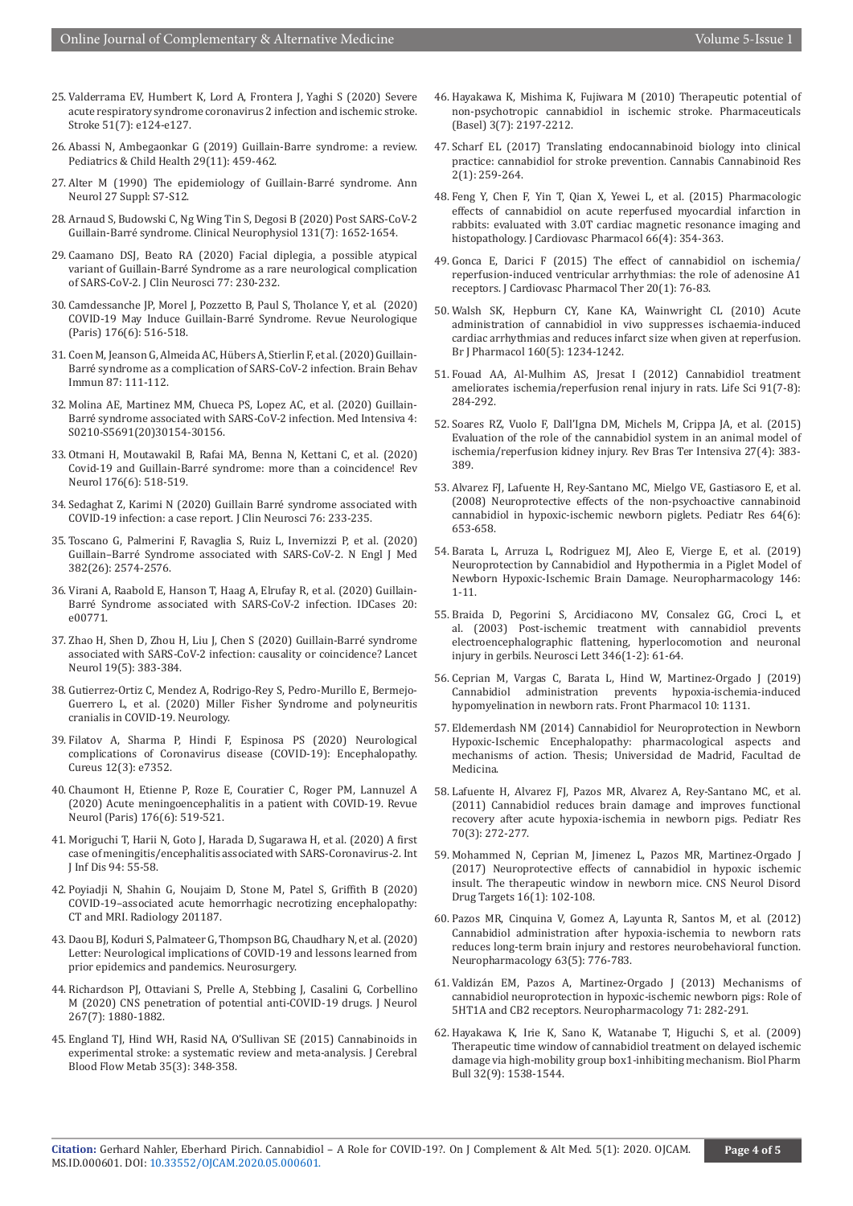25. Valderrama EV, Humbert K, Lord A, Frontera J, Yaghi S (2020) Severe acute respiratory syndrome coronavirus 2 infection and ischemic stroke. Stroke 51(7): e124-e127.
26. Abassi N, Ambegaonkar G (2019) Guillain-Barre syndrome: a review. Pediatrics & Child Health 29(11): 459-462.
27. Alter M (1990) The epidemiology of Guillain-Barré syndrome. Ann Neurol 27 Suppl: S7-S12.
28. Arnaud S, Budowski C, Ng Wing Tin S, Degosi B (2020) Post SARS-CoV-2 Guillain-Barré syndrome. Clinical Neurophysiol 131(7): 1652-1654.
29. Caamano DSJ, Beato RA (2020) Facial diplegia, a possible atypical variant of Guillain-Barré Syndrome as a rare neurological complication of SARS-CoV-2. J Clin Neurosci 77: 230-232.
30. Camdessanche JP, Morel J, Pozzetto B, Paul S, Tholance Y, et al. (2020) COVID-19 May Induce Guillain-Barré Syndrome. Revue Neurologique (Paris) 176(6): 516-518.
31. Coen M, Jeanson G, Almeida AC, Hübers A, Stierlin F, et al. (2020) Guillain-Barré syndrome as a complication of SARS-CoV-2 infection. Brain Behav Immun 87: 111-112.
32. Molina AE, Martinez MM, Chueca PS, Lopez AC, et al. (2020) Guillain-Barré syndrome associated with SARS-CoV-2 infection. Med Intensiva 4: S0210-S5691(20)30154-30156.
33. Otmani H, Moutawakil B, Rafai MA, Benna N, Kettani C, et al. (2020) Covid-19 and Guillain-Barré syndrome: more than a coincidence! Rev Neurol 176(6): 518-519.
34. Sedaghat Z, Karimi N (2020) Guillain Barré syndrome associated with COVID-19 infection: a case report. J Clin Neurosci 76: 233-235.
35. Toscano G, Palmerini F, Ravaglia S, Ruiz L, Invernizzi P, et al. (2020) Guillain–Barré Syndrome associated with SARS-CoV-2. N Engl J Med 382(26): 2574-2576.
36. Virani A, Raabold E, Hanson T, Haag A, Elrufay R, et al. (2020) Guillain-Barré Syndrome associated with SARS-CoV-2 infection. IDCases 20: e00771.
37. Zhao H, Shen D, Zhou H, Liu J, Chen S (2020) Guillain-Barré syndrome associated with SARS-CoV-2 infection: causality or coincidence? Lancet Neurol 19(5): 383-384.
38. Gutierrez-Ortiz C, Mendez A, Rodrigo-Rey S, Pedro-Murillo E, Bermejo-Guerrero L, et al. (2020) Miller Fisher Syndrome and polyneuritis cranialis in COVID-19. Neurology.
39. Filatov A, Sharma P, Hindi F, Espinosa PS (2020) Neurological complications of Coronavirus disease (COVID-19): Encephalopathy. Cureus 12(3): e7352.
40. Chaumont H, Etienne P, Roze E, Couratier C, Roger PM, Lannuzel A (2020) Acute meningoencephalitis in a patient with COVID-19. Revue Neurol (Paris) 176(6): 519-521.
41. Moriguchi T, Harii N, Goto J, Harada D, Sugawara H, et al. (2020) A first case of meningitis/encephalitis associated with SARS-Coronavirus-2. Int J Inf Dis 94: 55-58.
42. Poyiadji N, Shahin G, Noujaim D, Stone M, Patel S, Griffith B (2020) COVID-19–associated acute hemorrhagic necrotizing encephalopathy: CT and MRI. Radiology 201187.
43. Daou BJ, Koduri S, Palmateer G, Thompson BG, Chaudhary N, et al. (2020) Letter: Neurological implications of COVID-19 and lessons learned from prior epidemics and pandemics. Neurosurgery.
44. Richardson PJ, Ottaviani S, Prelle A, Stebbing J, Casalini G, Corbellino M (2020) CNS penetration of potential anti-COVID-19 drugs. J Neurol 267(7): 1880-1882.
45. England TJ, Hind WH, Rasid NA, O'Sullivan SE (2015) Cannabinoids in experimental stroke: a systematic review and meta-analysis. J Cerebral Blood Flow Metab 35(3): 348-358.
46. Hayakawa K, Mishima K, Fujiwara M (2010) Therapeutic potential of non-psychotropic cannabidiol in ischemic stroke. Pharmaceuticals (Basel) 3(7): 2197-2212.
47. Scharf EL (2017) Translating endocannabinoid biology into clinical practice: cannabidiol for stroke prevention. Cannabis Cannabinoid Res 2(1): 259-264.
48. Feng Y, Chen F, Yin T, Qian X, Yewei L, et al. (2015) Pharmacologic effects of cannabidiol on acute reperfused myocardial infarction in rabbits: evaluated with 3.0T cardiac magnetic resonance imaging and histopathology. J Cardiovasc Pharmacol 66(4): 354-363.
49. Gonca E, Darici F (2015) The effect of cannabidiol on ischemia/reperfusion-induced ventricular arrhythmias: the role of adenosine A1 receptors. J Cardiovasc Pharmacol Ther 20(1): 76-83.
50. Walsh SK, Hepburn CY, Kane KA, Wainwright CL (2010) Acute administration of cannabidiol in vivo suppresses ischaemia-induced cardiac arrhythmias and reduces infarct size when given at reperfusion. Br J Pharmacol 160(5): 1234-1242.
51. Fouad AA, Al-Mulhim AS, Jresat I (2012) Cannabidiol treatment ameliorates ischemia/reperfusion renal injury in rats. Life Sci 91(7-8): 284-292.
52. Soares RZ, Vuolo F, Dall'Igna DM, Michels M, Crippa JA, et al. (2015) Evaluation of the role of the cannabidiol system in an animal model of ischemia/reperfusion kidney injury. Rev Bras Ter Intensiva 27(4): 383-389.
53. Alvarez FJ, Lafuente H, Rey-Santano MC, Mielgo VE, Gastiasoro E, et al. (2008) Neuroprotective effects of the non-psychoactive cannabinoid cannabidiol in hypoxic-ischemic newborn piglets. Pediatr Res 64(6): 653-658.
54. Barata L, Arruza L, Rodriguez MJ, Aleo E, Vierge E, et al. (2019) Neuroprotection by Cannabidiol and Hypothermia in a Piglet Model of Newborn Hypoxic-Ischemic Brain Damage. Neuropharmacology 146: 1-11.
55. Braida D, Pegorini S, Arcidiacono MV, Consalez GG, Croci L, et al. (2003) Post-ischemic treatment with cannabidiol prevents electroencephalographic flattening, hyperlocomotion and neuronal injury in gerbils. Neurosci Lett 346(1-2): 61-64.
56. Ceprian M, Vargas C, Barata L, Hind W, Martinez-Orgado J (2019) Cannabidiol administration prevents hypoxia-ischemia-induced hypomyelination in newborn rats. Front Pharmacol 10: 1131.
57. Eldemerdash NM (2014) Cannabidiol for Neuroprotection in Newborn Hypoxic-Ischemic Encephalopathy: pharmacological aspects and mechanisms of action. Thesis; Universidad de Madrid, Facultad de Medicina.
58. Lafuente H, Alvarez FJ, Pazos MR, Alvarez A, Rey-Santano MC, et al. (2011) Cannabidiol reduces brain damage and improves functional recovery after acute hypoxia-ischemia in newborn pigs. Pediatr Res 70(3): 272-277.
59. Mohammed N, Ceprian M, Jimenez L, Pazos MR, Martinez-Orgado J (2017) Neuroprotective effects of cannabidiol in hypoxic ischemic insult. The therapeutic window in newborn mice. CNS Neurol Disord Drug Targets 16(1): 102-108.
60. Pazos MR, Cinquina V, Gomez A, Layunta R, Santos M, et al. (2012) Cannabidiol administration after hypoxia-ischemia to newborn rats reduces long-term brain injury and restores neurobehavioral function. Neuropharmacology 63(5): 776-783.
61. Valdizán EM, Pazos A, Martinez-Orgado J (2013) Mechanisms of cannabidiol neuroprotection in hypoxic-ischemic newborn pigs: Role of 5HT1A and CB2 receptors. Neuropharmacology 71: 282-291.
62. Hayakawa K, Irie K, Sano K, Watanabe T, Higuchi S, et al. (2009) Therapeutic time window of cannabidiol treatment on delayed ischemic damage via high-mobility group box1-inhibiting mechanism. Biol Pharm Bull 32(9): 1538-1544.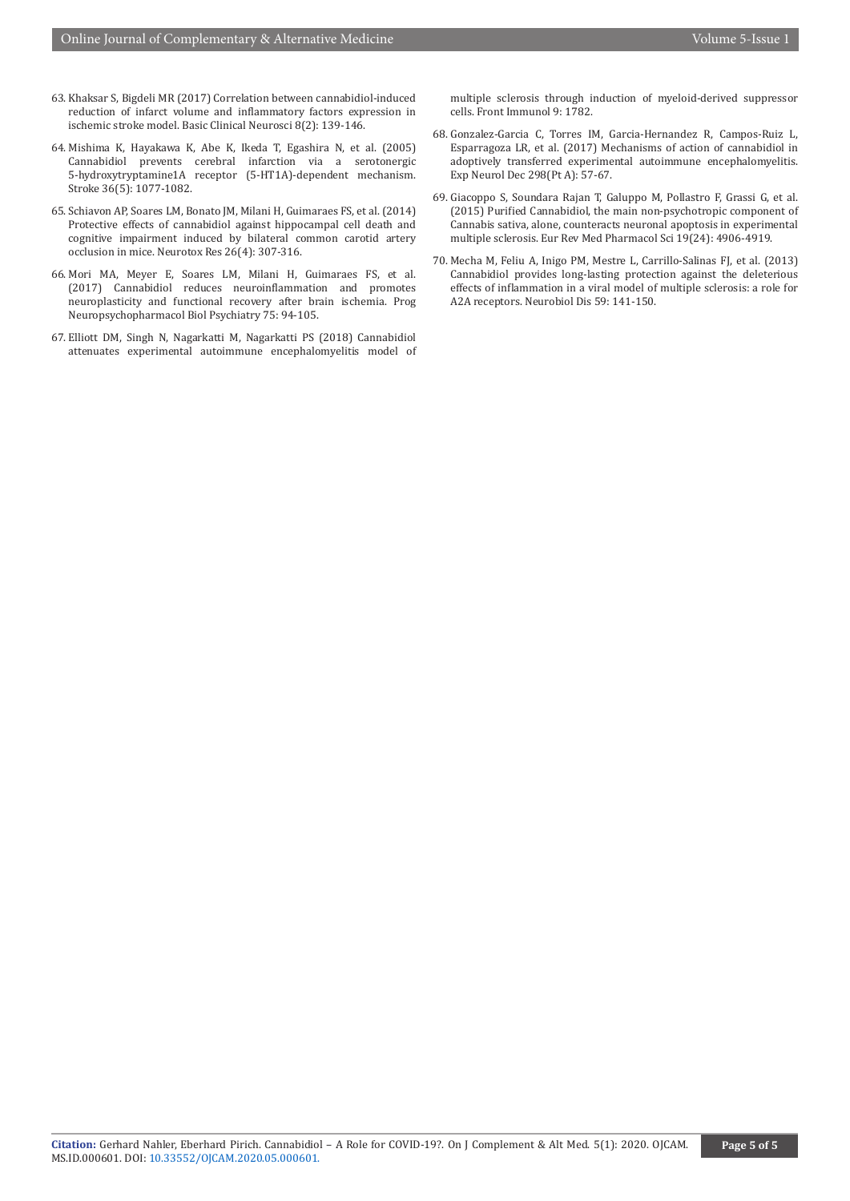63. Khaksar S, Bigdeli MR (2017) Correlation between cannabidiol-induced reduction of infarct volume and inflammatory factors expression in ischemic stroke model. Basic Clinical Neurosci 8(2): 139-146.

64. Mishima K, Hayakawa K, Abe K, Ikeda T, Egashira N, et al. (2005) Cannabidiol prevents cerebral infarction via a serotonergic 5-hydroxytryptamine1A receptor (5-HT1A)-dependent mechanism. Stroke 36(5): 1077-1082.

65. Schiavon AP, Soares LM, Bonato JM, Milani H, Guimaraes FS, et al. (2014) Protective effects of cannabidiol against hippocampal cell death and cognitive impairment induced by bilateral common carotid artery occlusion in mice. Neurotox Res 26(4): 307-316.

66. Mori MA, Meyer E, Soares LM, Milani H, Guimaraes FS, et al. (2017) Cannabidiol reduces neuroinflammation and promotes neuroplasticity and functional recovery after brain ischemia. Prog Neuropsychopharmacol Biol Psychiatry 75: 94-105.

67. Elliott DM, Singh N, Nagarkatti M, Nagarkatti PS (2018) Cannabidiol attenuates experimental autoimmune encephalomyelitis model of multiple sclerosis through induction of myeloid-derived suppressor cells. Front Immunol 9: 1782.

68. Gonzalez-Garcia C, Torres IM, Garcia-Hernandez R, Campos-Ruiz L, Esparragoza LR, et al. (2017) Mechanisms of action of cannabidiol in adoptively transferred experimental autoimmune encephalomyelitis. Exp Neurol Dec 298(Pt A): 57-67.

69. Giacoppo S, Soundara Rajan T, Galuppo M, Pollastro F, Grassi G, et al. (2015) Purified Cannabidiol, the main non-psychotropic component of Cannabis sativa, alone, counteracts neuronal apoptosis in experimental multiple sclerosis. Eur Rev Med Pharmacol Sci 19(24): 4906-4919.

70. Mecha M, Feliu A, Inigo PM, Mestre L, Carrillo-Salinas FJ, et al. (2013) Cannabidiol provides long-lasting protection against the deleterious effects of inflammation in a viral model of multiple sclerosis: a role for A2A receptors. Neurobiol Dis 59: 141-150.